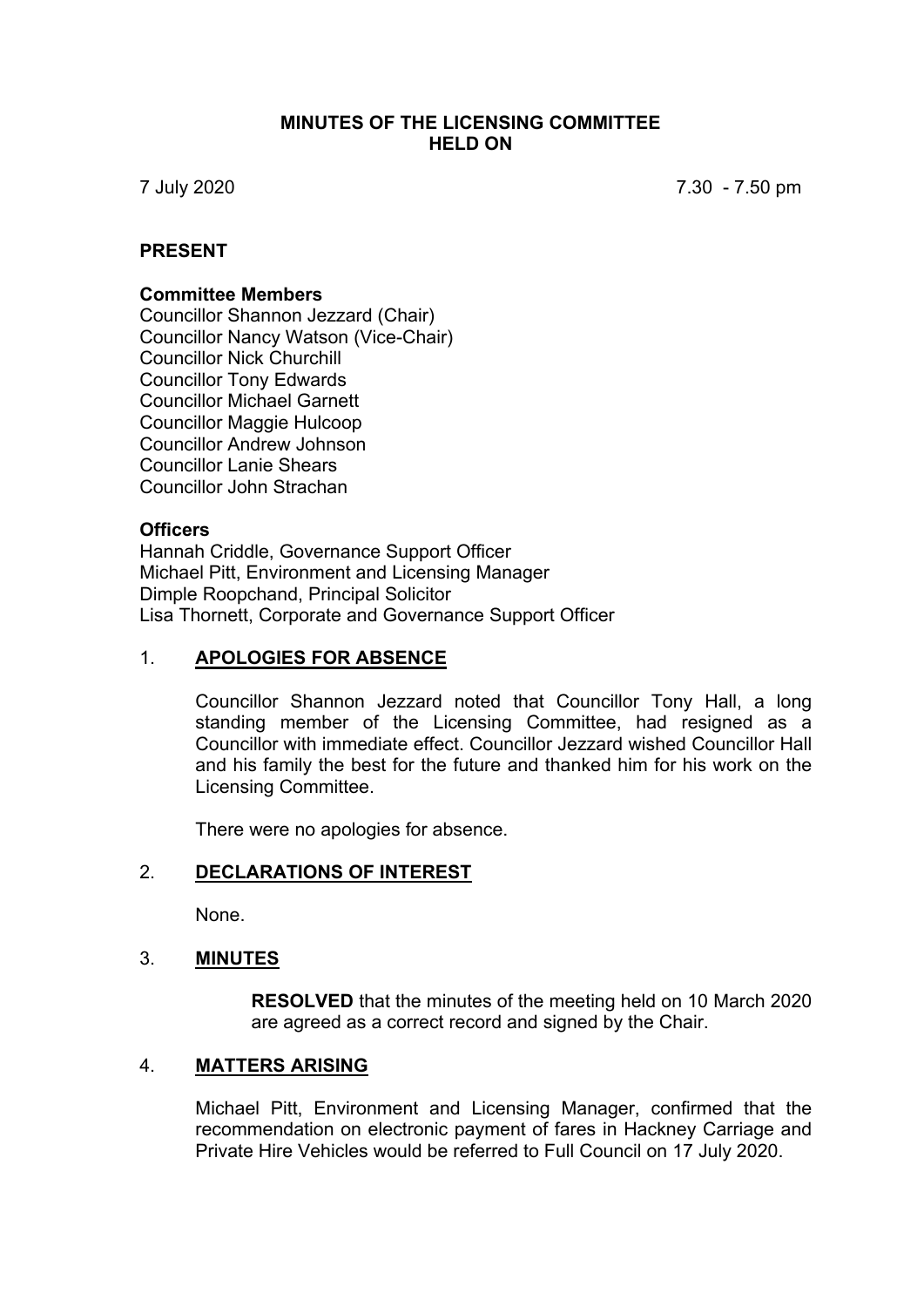# MINUTES OF THE LICENSING COMMITTEE HELD ON

7 July 2020 7.30 - 7.50 pm

**PRESENT**

**Committee Members**
Councillor Shannon Jezzard (Chair)
Councillor Nancy Watson (Vice-Chair)
Councillor Nick Churchill
Councillor Tony Edwards
Councillor Michael Garnett
Councillor Maggie Hulcoop
Councillor Andrew Johnson
Councillor Lanie Shears
Councillor John Strachan

**Officers**
Hannah Criddle, Governance Support Officer
Michael Pitt, Environment and Licensing Manager
Dimple Roopchand, Principal Solicitor
Lisa Thornett, Corporate and Governance Support Officer

## 1. APOLOGIES FOR ABSENCE

Councillor Shannon Jezzard noted that Councillor Tony Hall, a long standing member of the Licensing Committee, had resigned as a Councillor with immediate effect. Councillor Jezzard wished Councillor Hall and his family the best for the future and thanked him for his work on the Licensing Committee.

There were no apologies for absence.

## 2. DECLARATIONS OF INTEREST

None.

## 3. MINUTES

**RESOLVED** that the minutes of the meeting held on 10 March 2020 are agreed as a correct record and signed by the Chair.

## 4. MATTERS ARISING

Michael Pitt, Environment and Licensing Manager, confirmed that the recommendation on electronic payment of fares in Hackney Carriage and Private Hire Vehicles would be referred to Full Council on 17 July 2020.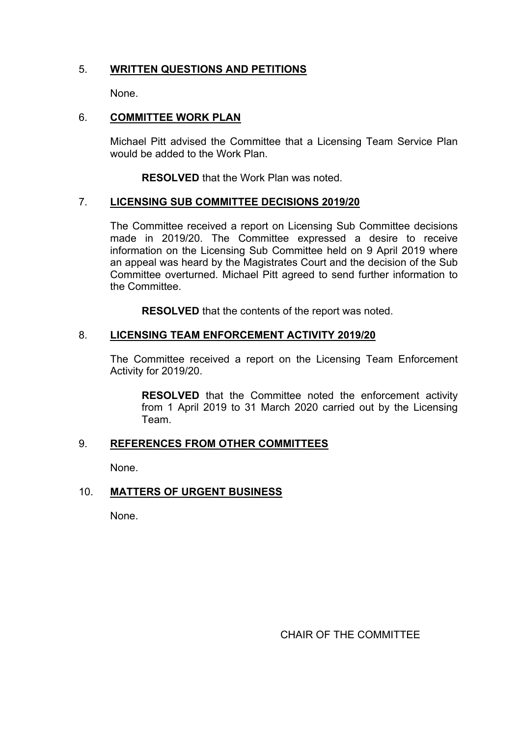5. **WRITTEN QUESTIONS AND PETITIONS**

None.

6. **COMMITTEE WORK PLAN**

Michael Pitt advised the Committee that a Licensing Team Service Plan would be added to the Work Plan.

**RESOLVED** that the Work Plan was noted.

7. **LICENSING SUB COMMITTEE DECISIONS 2019/20**

The Committee received a report on Licensing Sub Committee decisions made in 2019/20. The Committee expressed a desire to receive information on the Licensing Sub Committee held on 9 April 2019 where an appeal was heard by the Magistrates Court and the decision of the Sub Committee overturned. Michael Pitt agreed to send further information to the Committee.

**RESOLVED** that the contents of the report was noted.

8. **LICENSING TEAM ENFORCEMENT ACTIVITY 2019/20**

The Committee received a report on the Licensing Team Enforcement Activity for 2019/20.

**RESOLVED** that the Committee noted the enforcement activity from 1 April 2019 to 31 March 2020 carried out by the Licensing Team.

9. **REFERENCES FROM OTHER COMMITTEES**

None.

10. **MATTERS OF URGENT BUSINESS**

None.

CHAIR OF THE COMMITTEE